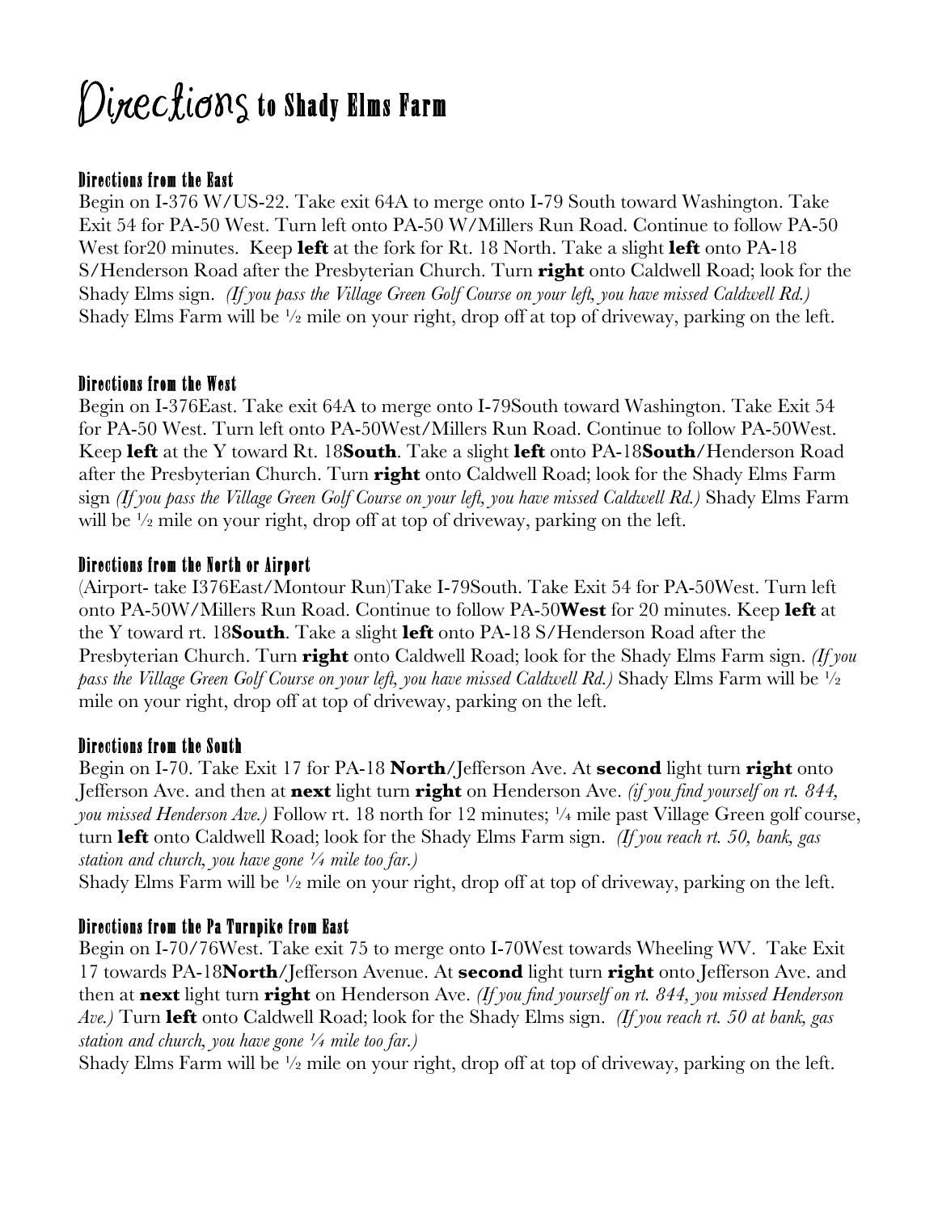# Directions to Shady Elms Farm

### Directions from the East

Begin on I-376 W/US-22. Take exit 64A to merge onto I-79 South toward Washington. Take Exit 54 for PA-50 West. Turn left onto PA-50 W/Millers Run Road. Continue to follow PA-50 West for20 minutes. Keep **left** at the fork for Rt. 18 North. Take a slight **left** onto PA-18 S/Henderson Road after the Presbyterian Church. Turn **right** onto Caldwell Road; look for the Shady Elms sign. *(If you pass the Village Green Golf Course on your left, you have missed Caldwell Rd.)* Shady Elms Farm will be ½ mile on your right, drop off at top of driveway, parking on the left.

### Directions from the West

Begin on I-376East. Take exit 64A to merge onto I-79South toward Washington. Take Exit 54 for PA-50 West. Turn left onto PA-50West/Millers Run Road. Continue to follow PA-50West. Keep **left** at the Y toward Rt. 18**South**. Take a slight **left** onto PA-18**South**/Henderson Road after the Presbyterian Church. Turn **right** onto Caldwell Road; look for the Shady Elms Farm sign *(If you pass the Village Green Golf Course on your left, you have missed Caldwell Rd.)* Shady Elms Farm will be ½ mile on your right, drop off at top of driveway, parking on the left.

### Directions from the North or Airport

(Airport- take I376East/Montour Run)Take I-79South. Take Exit 54 for PA-50West. Turn left onto PA-50W/Millers Run Road. Continue to follow PA-50**West** for 20 minutes. Keep **left** at the Y toward rt. 18**South**. Take a slight **left** onto PA-18 S/Henderson Road after the Presbyterian Church. Turn **right** onto Caldwell Road; look for the Shady Elms Farm sign. *(If you pass the Village Green Golf Course on your left, you have missed Caldwell Rd.)* Shady Elms Farm will be ½ mile on your right, drop off at top of driveway, parking on the left.

### Directions from the South

Begin on I-70. Take Exit 17 for PA-18 **North**/Jefferson Ave. At **second** light turn **right** onto Jefferson Ave. and then at **next** light turn **right** on Henderson Ave. *(if you find yourself on rt. 844, you missed Henderson Ave.)* Follow rt. 18 north for 12 minutes; ¼ mile past Village Green golf course, turn **left** onto Caldwell Road; look for the Shady Elms Farm sign. *(If you reach rt. 50, bank, gas station and church, you have gone ¼ mile too far.)*

Shady Elms Farm will be ½ mile on your right, drop off at top of driveway, parking on the left.

### Directions from the Pa Turnpike from East

Begin on I-70/76West. Take exit 75 to merge onto I-70West towards Wheeling WV. Take Exit 17 towards PA-18**North**/Jefferson Avenue. At **second** light turn **right** onto Jefferson Ave. and then at **next** light turn **right** on Henderson Ave. *(If you find yourself on rt. 844, you missed Henderson Ave.)* Turn **left** onto Caldwell Road; look for the Shady Elms sign. *(If you reach rt. 50 at bank, gas station and church, you have gone ¼ mile too far.)*

Shady Elms Farm will be ½ mile on your right, drop off at top of driveway, parking on the left.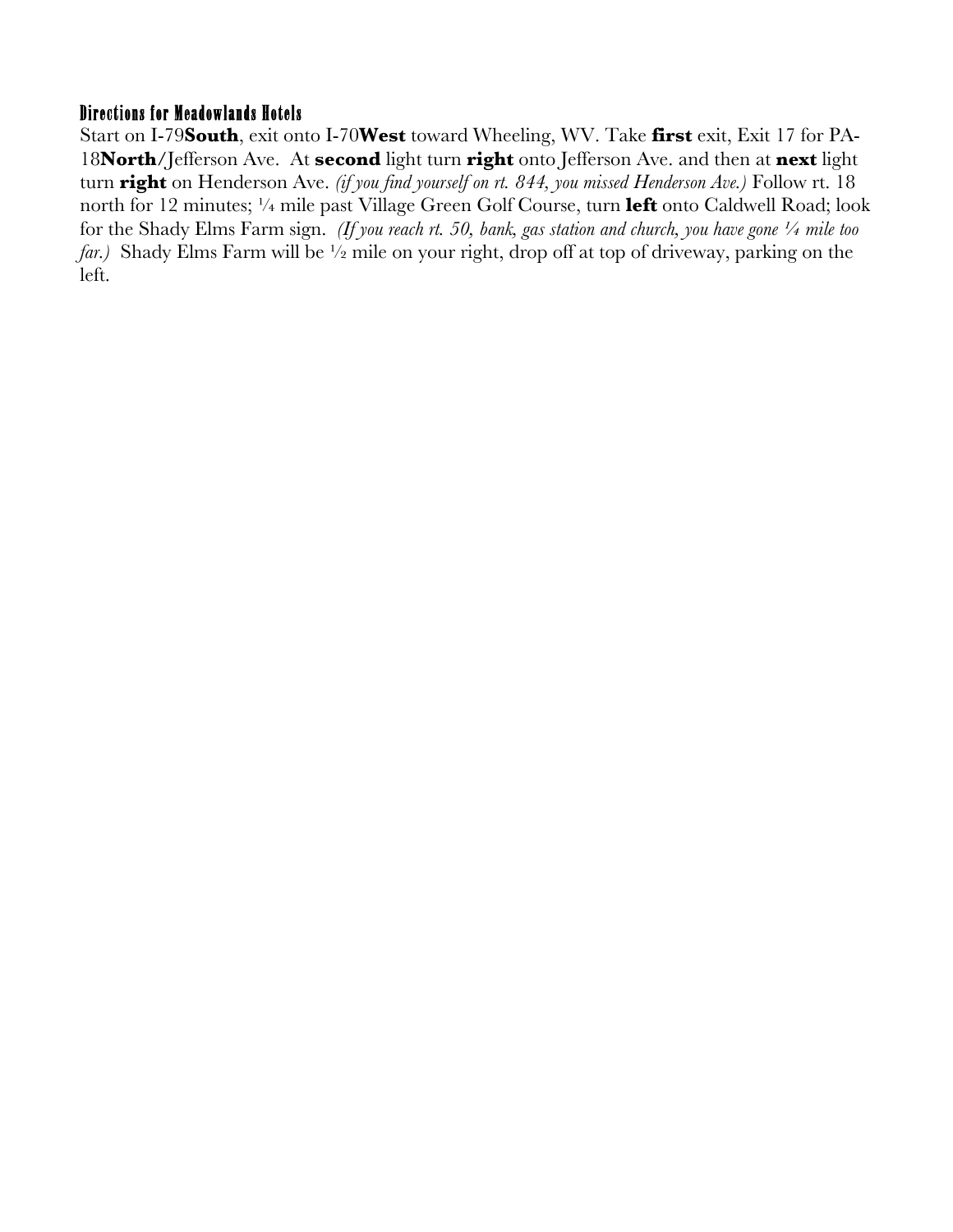### Directions for Meadowlands Hotels

Start on I-79**South**, exit onto I-70**West** toward Wheeling, WV. Take **first** exit, Exit 17 for PA-18**North**/Jefferson Ave. At **second** light turn **right** onto Jefferson Ave. and then at **next** light turn **right** on Henderson Ave. *(if you find yourself on rt. 844, you missed Henderson Ave.)* Follow rt. 18 north for 12 minutes; ¼ mile past Village Green Golf Course, turn **left** onto Caldwell Road; look for the Shady Elms Farm sign. *(If you reach rt. 50, bank, gas station and church, you have gone ¼ mile too far.)* Shady Elms Farm will be ½ mile on your right, drop off at top of driveway, parking on the left.